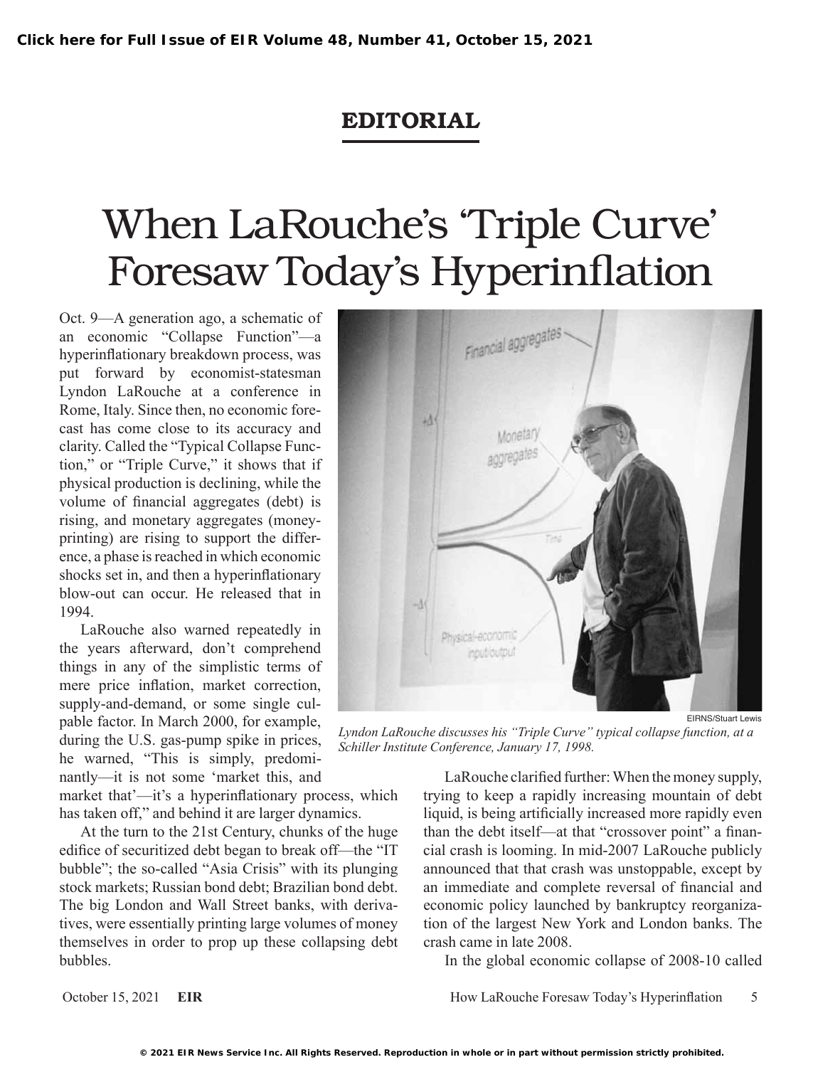**Click here for Full Issue of EIR Volume 48, Number 41, October 15, 2021**

## EDITORIAL

# When LaRouche's 'Triple Curve' Foresaw Today's Hyperinflation

Oct. 9—A generation ago, a schematic of an economic "Collapse Function"—a hyperinflationary breakdown process, was put forward by economist-statesman Lyndon LaRouche at a conference in Rome, Italy. Since then, no economic forecast has come close to its accuracy and clarity. Called the "Typical Collapse Function," or "Triple Curve," it shows that if physical production is declining, while the volume of financial aggregates (debt) is rising, and monetary aggregates (money-printing) are rising to support the difference, a phase is reached in which economic shocks set in, and then a hyperinflationary blow-out can occur. He released that in 1994.

LaRouche also warned repeatedly in the years afterward, don't comprehend things in any of the simplistic terms of mere price inflation, market correction, supply-and-demand, or some single culpable factor. In March 2000, for example, during the U.S. gas-pump spike in prices, he warned, "This is simply, predominantly—it is not some 'market this, and market that'—it's a hyperinflationary process, which has taken off," and behind it are larger dynamics.

At the turn to the 21st Century, chunks of the huge edifice of securitized debt began to break off—the "IT bubble"; the so-called "Asia Crisis" with its plunging stock markets; Russian bond debt; Brazilian bond debt. The big London and Wall Street banks, with derivatives, were essentially printing large volumes of money themselves in order to prop up these collapsing debt bubbles.

Financial aggregates

Monetary aggregates

Time

Physical-economic input/output

EIRNS/Stuart Lewis

*Lyndon LaRouche discusses his "Triple Curve" typical collapse function, at a Schiller Institute Conference, January 17, 1998.*

LaRouche clarified further: When the money supply, trying to keep a rapidly increasing mountain of debt liquid, is being artificially increased more rapidly even than the debt itself—at that "crossover point" a financial crash is looming. In mid-2007 LaRouche publicly announced that that crash was unstoppable, except by an immediate and complete reversal of financial and economic policy launched by bankruptcy reorganization of the largest New York and London banks. The crash came in late 2008.

In the global economic collapse of 2008-10 called

**© 2021 EIR News Service Inc. All Rights Reserved. Reproduction in whole or in part without permission strictly prohibited.**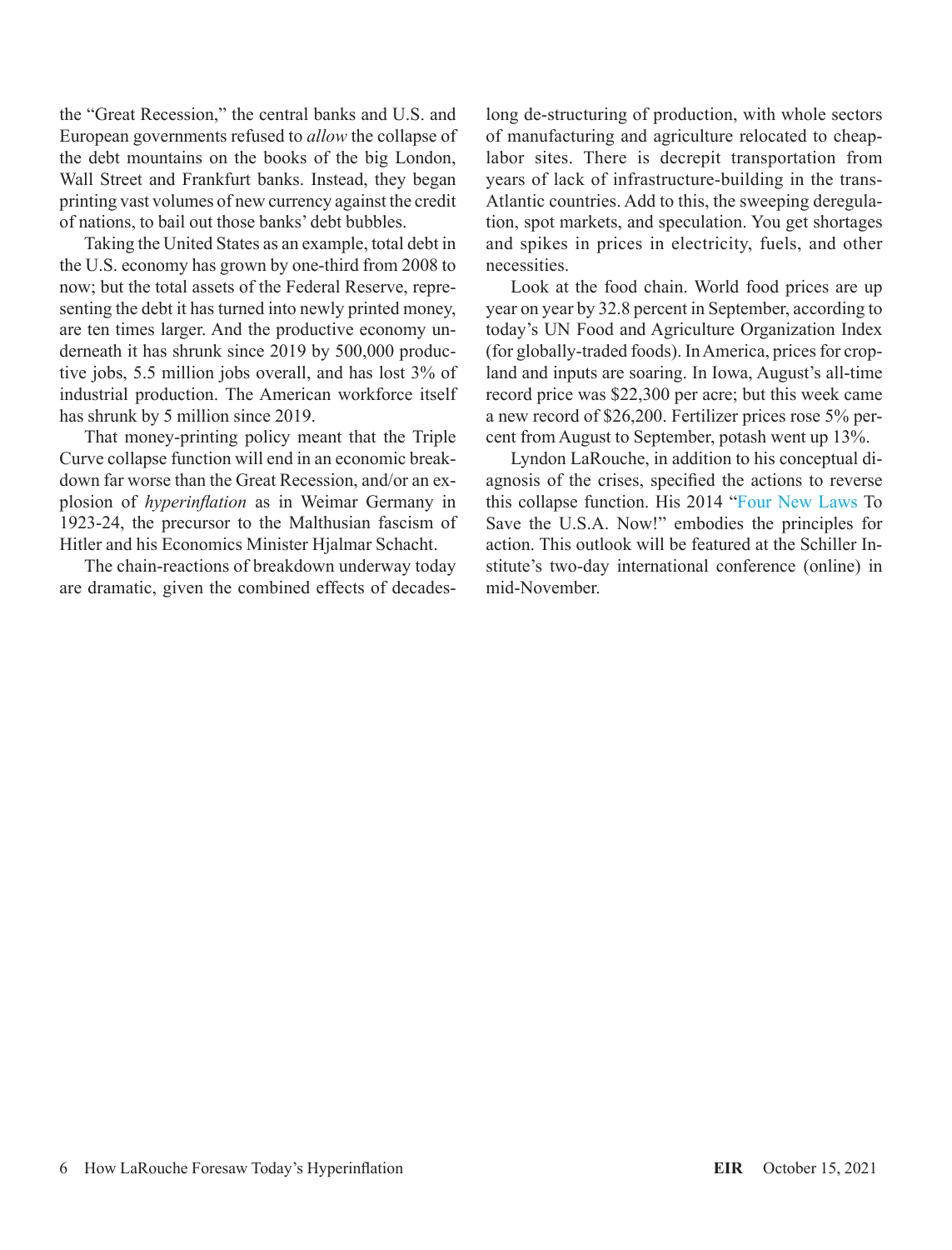the "Great Recession," the central banks and U.S. and European governments refused to *allow* the collapse of the debt mountains on the books of the big London, Wall Street and Frankfurt banks. Instead, they began printing vast volumes of new currency against the credit of nations, to bail out those banks' debt bubbles.

Taking the United States as an example, total debt in the U.S. economy has grown by one-third from 2008 to now; but the total assets of the Federal Reserve, representing the debt it has turned into newly printed money, are ten times larger. And the productive economy underneath it has shrunk since 2019 by 500,000 productive jobs, 5.5 million jobs overall, and has lost 3% of industrial production. The American workforce itself has shrunk by 5 million since 2019.

That money-printing policy meant that the Triple Curve collapse function will end in an economic breakdown far worse than the Great Recession, and/or an explosion of *hyperinflation* as in Weimar Germany in 1923-24, the precursor to the Malthusian fascism of Hitler and his Economics Minister Hjalmar Schacht.

The chain-reactions of breakdown underway today are dramatic, given the combined effects of decades-long de-structuring of production, with whole sectors of manufacturing and agriculture relocated to cheap-labor sites. There is decrepit transportation from years of lack of infrastructure-building in the trans-Atlantic countries. Add to this, the sweeping deregulation, spot markets, and speculation. You get shortages and spikes in prices in electricity, fuels, and other necessities.

Look at the food chain. World food prices are up year on year by 32.8 percent in September, according to today's UN Food and Agriculture Organization Index (for globally-traded foods). In America, prices for cropland and inputs are soaring. In Iowa, August's all-time record price was $22,300 per acre; but this week came a new record of $26,200. Fertilizer prices rose 5% percent from August to September, potash went up 13%.

Lyndon LaRouche, in addition to his conceptual diagnosis of the crises, specified the actions to reverse this collapse function. His 2014 "Four New Laws To Save the U.S.A. Now!" embodies the principles for action. This outlook will be featured at the Schiller Institute's two-day international conference (online) in mid-November.